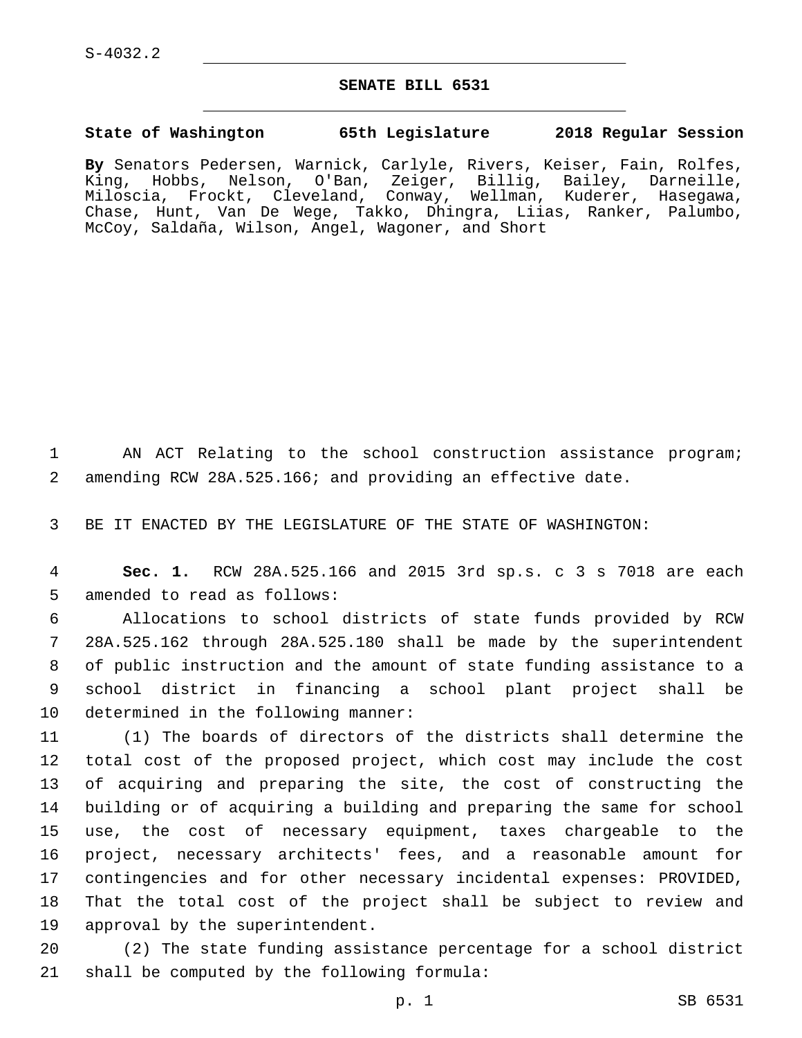S-4032.2

# SENATE BILL 6531

**State of Washington 65th Legislature 2018 Regular Session**

**By** Senators Pedersen, Warnick, Carlyle, Rivers, Keiser, Fain, Rolfes, King, Hobbs, Nelson, O'Ban, Zeiger, Billig, Bailey, Darneille, Miloscia, Frockt, Cleveland, Conway, Wellman, Kuderer, Hasegawa, Chase, Hunt, Van De Wege, Takko, Dhingra, Liias, Ranker, Palumbo, McCoy, Saldaña, Wilson, Angel, Wagoner, and Short

AN ACT Relating to the school construction assistance program; amending RCW 28A.525.166; and providing an effective date.

BE IT ENACTED BY THE LEGISLATURE OF THE STATE OF WASHINGTON:

**Sec. 1.** RCW 28A.525.166 and 2015 3rd sp.s. c 3 s 7018 are each amended to read as follows:

Allocations to school districts of state funds provided by RCW 28A.525.162 through 28A.525.180 shall be made by the superintendent of public instruction and the amount of state funding assistance to a school district in financing a school plant project shall be determined in the following manner:

(1) The boards of directors of the districts shall determine the total cost of the proposed project, which cost may include the cost of acquiring and preparing the site, the cost of constructing the building or of acquiring a building and preparing the same for school use, the cost of necessary equipment, taxes chargeable to the project, necessary architects' fees, and a reasonable amount for contingencies and for other necessary incidental expenses: PROVIDED, That the total cost of the project shall be subject to review and approval by the superintendent.

(2) The state funding assistance percentage for a school district shall be computed by the following formula: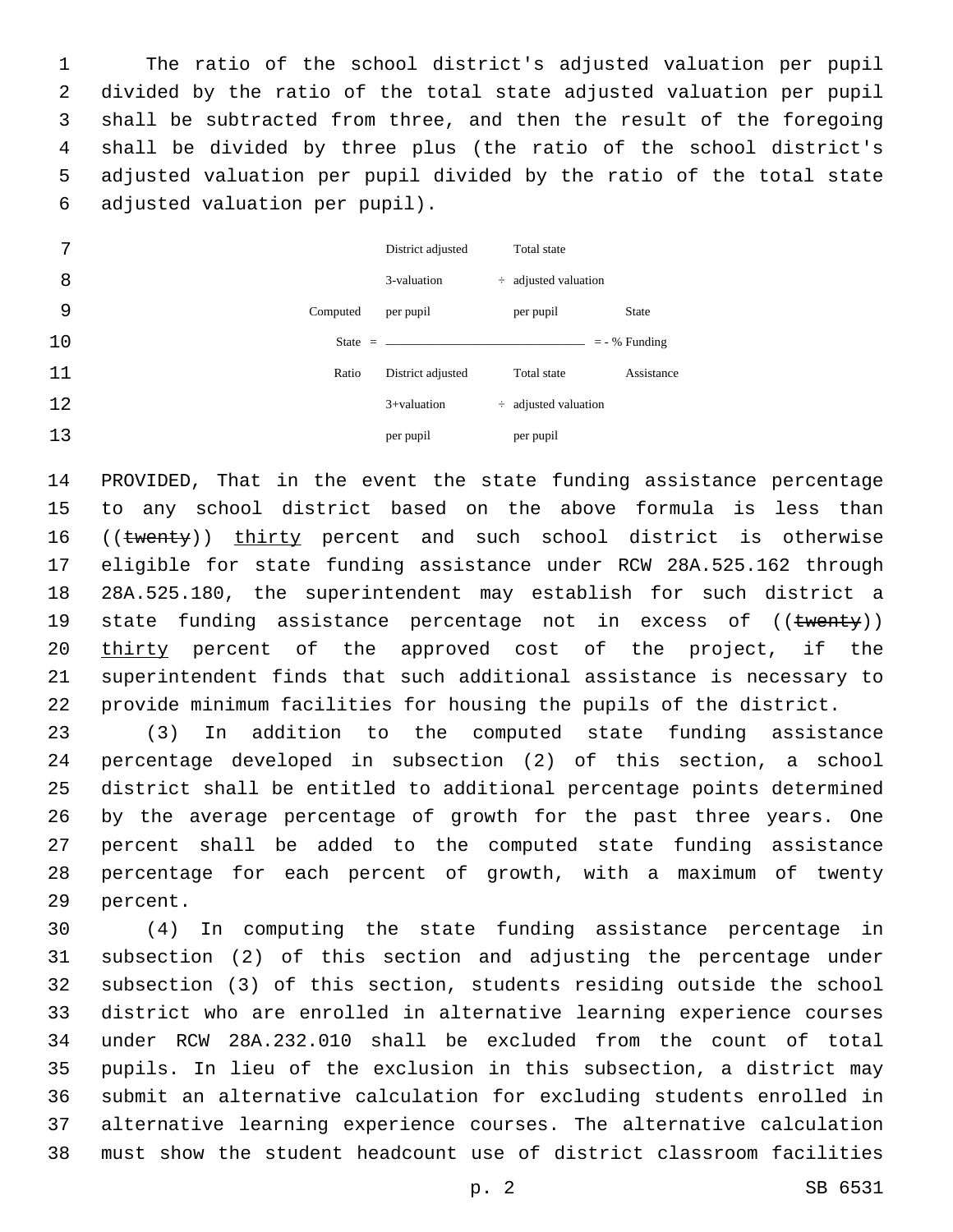The ratio of the school district's adjusted valuation per pupil divided by the ratio of the total state adjusted valuation per pupil shall be subtracted from three, and then the result of the foregoing shall be divided by three plus (the ratio of the school district's adjusted valuation per pupil divided by the ratio of the total state adjusted valuation per pupil).

$$\text{Computed State Ratio} = \frac{3 - \left(\text{District adjusted valuation per pupil} \div \text{Total state adjusted valuation per pupil}\right)}{3 + \left(\text{District adjusted valuation per pupil} \div \text{Total state adjusted valuation per pupil}\right)} = \text{\% State Funding Assistance}$$

PROVIDED, That in the event the state funding assistance percentage to any school district based on the above formula is less than ((~~twenty~~)) <u>thirty</u> percent and such school district is otherwise eligible for state funding assistance under RCW 28A.525.162 through 28A.525.180, the superintendent may establish for such district a state funding assistance percentage not in excess of ((~~twenty~~)) <u>thirty</u> percent of the approved cost of the project, if the superintendent finds that such additional assistance is necessary to provide minimum facilities for housing the pupils of the district.

(3) In addition to the computed state funding assistance percentage developed in subsection (2) of this section, a school district shall be entitled to additional percentage points determined by the average percentage of growth for the past three years. One percent shall be added to the computed state funding assistance percentage for each percent of growth, with a maximum of twenty percent.

(4) In computing the state funding assistance percentage in subsection (2) of this section and adjusting the percentage under subsection (3) of this section, students residing outside the school district who are enrolled in alternative learning experience courses under RCW 28A.232.010 shall be excluded from the count of total pupils. In lieu of the exclusion in this subsection, a district may submit an alternative calculation for excluding students enrolled in alternative learning experience courses. The alternative calculation must show the student headcount use of district classroom facilities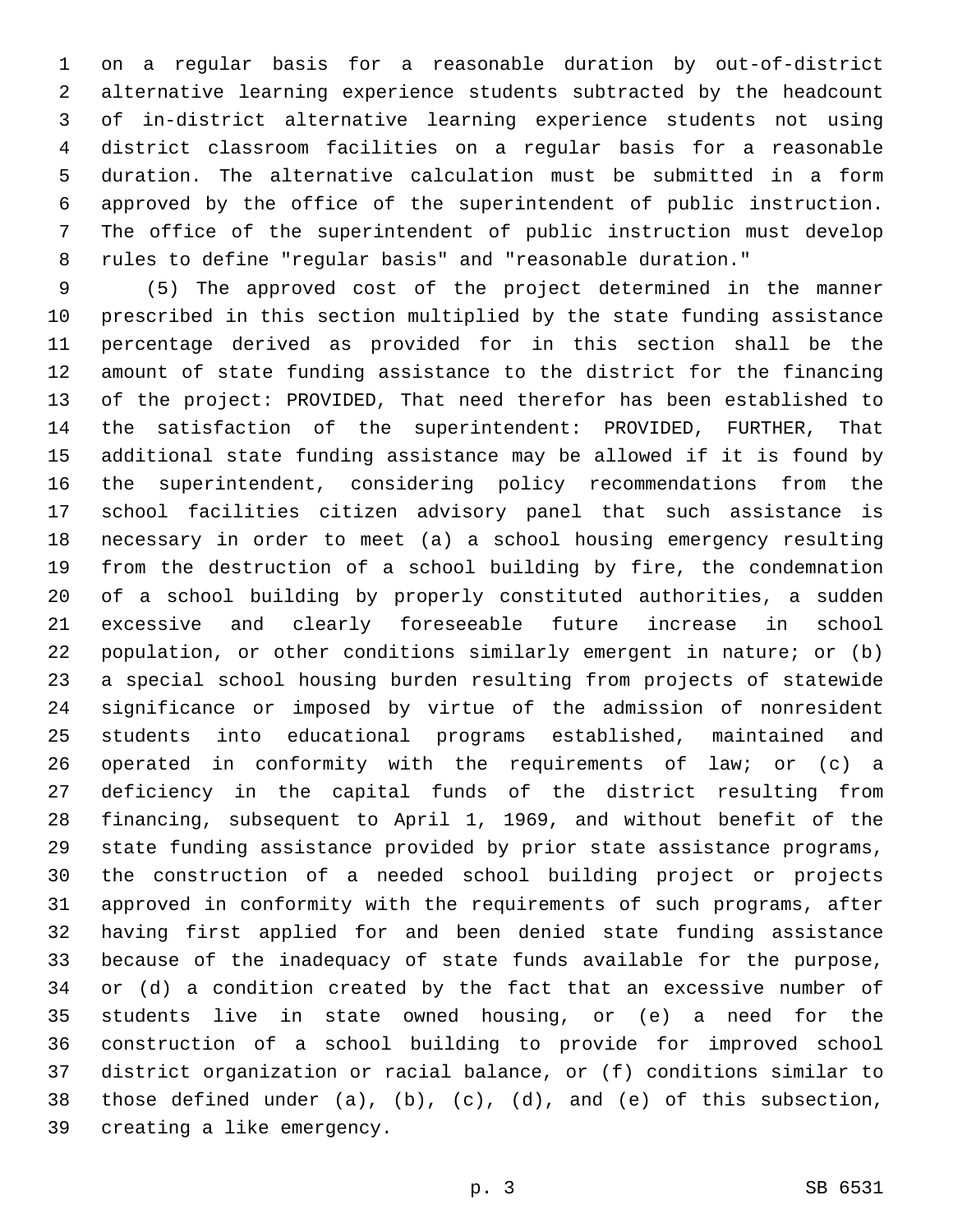on a regular basis for a reasonable duration by out-of-district alternative learning experience students subtracted by the headcount of in-district alternative learning experience students not using district classroom facilities on a regular basis for a reasonable duration. The alternative calculation must be submitted in a form approved by the office of the superintendent of public instruction. The office of the superintendent of public instruction must develop rules to define "regular basis" and "reasonable duration."

(5) The approved cost of the project determined in the manner prescribed in this section multiplied by the state funding assistance percentage derived as provided for in this section shall be the amount of state funding assistance to the district for the financing of the project: PROVIDED, That need therefor has been established to the satisfaction of the superintendent: PROVIDED, FURTHER, That additional state funding assistance may be allowed if it is found by the superintendent, considering policy recommendations from the school facilities citizen advisory panel that such assistance is necessary in order to meet (a) a school housing emergency resulting from the destruction of a school building by fire, the condemnation of a school building by properly constituted authorities, a sudden excessive and clearly foreseeable future increase in school population, or other conditions similarly emergent in nature; or (b) a special school housing burden resulting from projects of statewide significance or imposed by virtue of the admission of nonresident students into educational programs established, maintained and operated in conformity with the requirements of law; or (c) a deficiency in the capital funds of the district resulting from financing, subsequent to April 1, 1969, and without benefit of the state funding assistance provided by prior state assistance programs, the construction of a needed school building project or projects approved in conformity with the requirements of such programs, after having first applied for and been denied state funding assistance because of the inadequacy of state funds available for the purpose, or (d) a condition created by the fact that an excessive number of students live in state owned housing, or (e) a need for the construction of a school building to provide for improved school district organization or racial balance, or (f) conditions similar to those defined under (a), (b), (c), (d), and (e) of this subsection, creating a like emergency.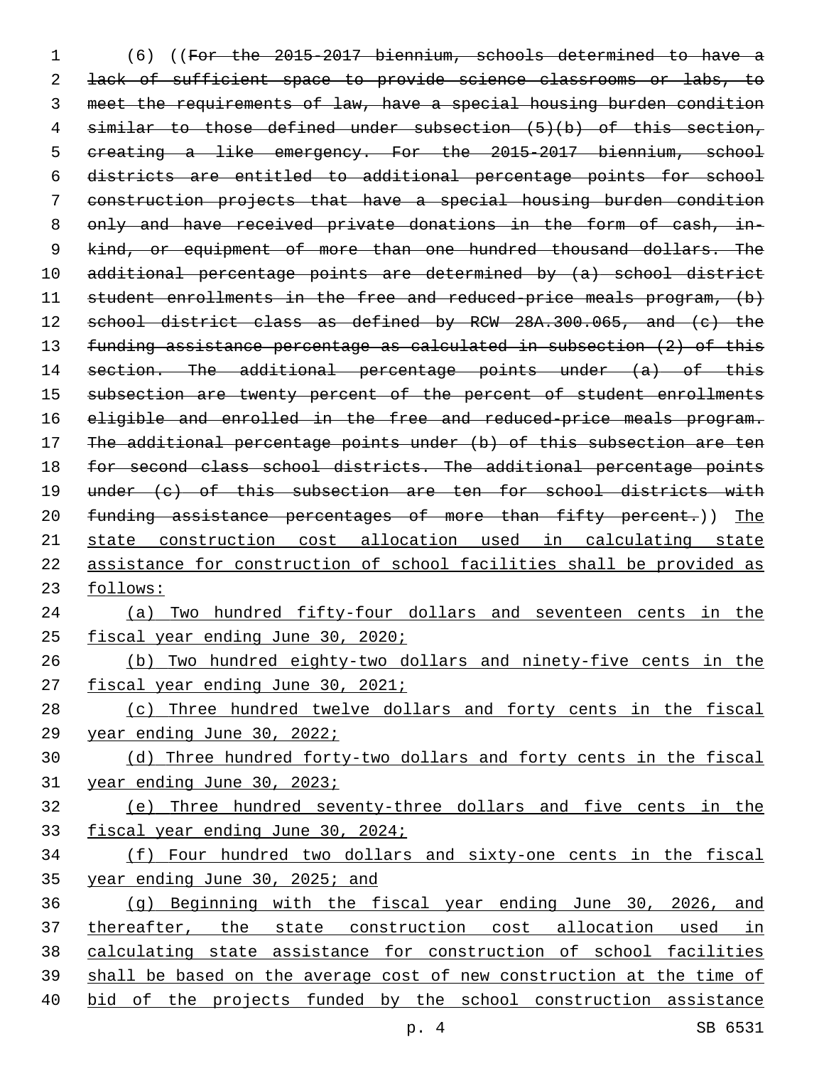(6) ((~~For the 2015-2017 biennium, schools determined to have a lack of sufficient space to provide science classrooms or labs, to meet the requirements of law, have a special housing burden condition similar to those defined under subsection (5)(b) of this section, creating a like emergency. For the 2015-2017 biennium, school districts are entitled to additional percentage points for school construction projects that have a special housing burden condition only and have received private donations in the form of cash, in-kind, or equipment of more than one hundred thousand dollars. The additional percentage points are determined by (a) school district student enrollments in the free and reduced-price meals program, (b) school district class as defined by RCW 28A.300.065, and (c) the funding assistance percentage as calculated in subsection (2) of this section. The additional percentage points under (a) of this subsection are twenty percent of the percent of student enrollments eligible and enrolled in the free and reduced-price meals program. The additional percentage points under (b) of this subsection are ten for second class school districts. The additional percentage points under (c) of this subsection are ten for school districts with funding assistance percentages of more than fifty percent.~~)) <u>The state construction cost allocation used in calculating state assistance for construction of school facilities shall be provided as follows:</u>

<u>(a) Two hundred fifty-four dollars and seventeen cents in the fiscal year ending June 30, 2020;</u>

<u>(b) Two hundred eighty-two dollars and ninety-five cents in the fiscal year ending June 30, 2021;</u>

<u>(c) Three hundred twelve dollars and forty cents in the fiscal year ending June 30, 2022;</u>

<u>(d) Three hundred forty-two dollars and forty cents in the fiscal year ending June 30, 2023;</u>

<u>(e) Three hundred seventy-three dollars and five cents in the fiscal year ending June 30, 2024;</u>

<u>(f) Four hundred two dollars and sixty-one cents in the fiscal year ending June 30, 2025; and</u>

<u>(g) Beginning with the fiscal year ending June 30, 2026, and thereafter, the state construction cost allocation used in calculating state assistance for construction of school facilities shall be based on the average cost of new construction at the time of bid of the projects funded by the school construction assistance</u>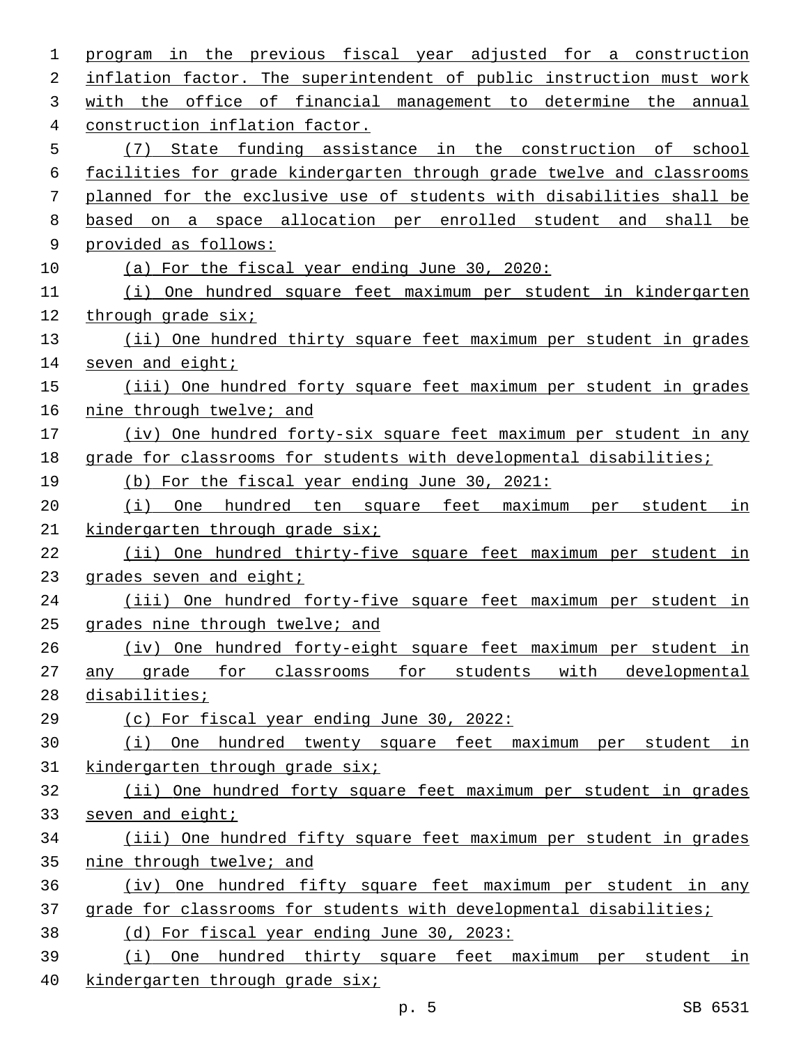program in the previous fiscal year adjusted for a construction inflation factor. The superintendent of public instruction must work with the office of financial management to determine the annual construction inflation factor.

(7) State funding assistance in the construction of school facilities for grade kindergarten through grade twelve and classrooms planned for the exclusive use of students with disabilities shall be based on a space allocation per enrolled student and shall be provided as follows:

(a) For the fiscal year ending June 30, 2020:

(i) One hundred square feet maximum per student in kindergarten through grade six;

(ii) One hundred thirty square feet maximum per student in grades seven and eight;

(iii) One hundred forty square feet maximum per student in grades nine through twelve; and

(iv) One hundred forty-six square feet maximum per student in any grade for classrooms for students with developmental disabilities;

(b) For the fiscal year ending June 30, 2021:

(i) One hundred ten square feet maximum per student in kindergarten through grade six;

(ii) One hundred thirty-five square feet maximum per student in grades seven and eight;

(iii) One hundred forty-five square feet maximum per student in grades nine through twelve; and

(iv) One hundred forty-eight square feet maximum per student in any grade for classrooms for students with developmental disabilities;

(c) For fiscal year ending June 30, 2022:

(i) One hundred twenty square feet maximum per student in kindergarten through grade six;

(ii) One hundred forty square feet maximum per student in grades seven and eight;

(iii) One hundred fifty square feet maximum per student in grades nine through twelve; and

(iv) One hundred fifty square feet maximum per student in any grade for classrooms for students with developmental disabilities;

(d) For fiscal year ending June 30, 2023:

(i) One hundred thirty square feet maximum per student in kindergarten through grade six;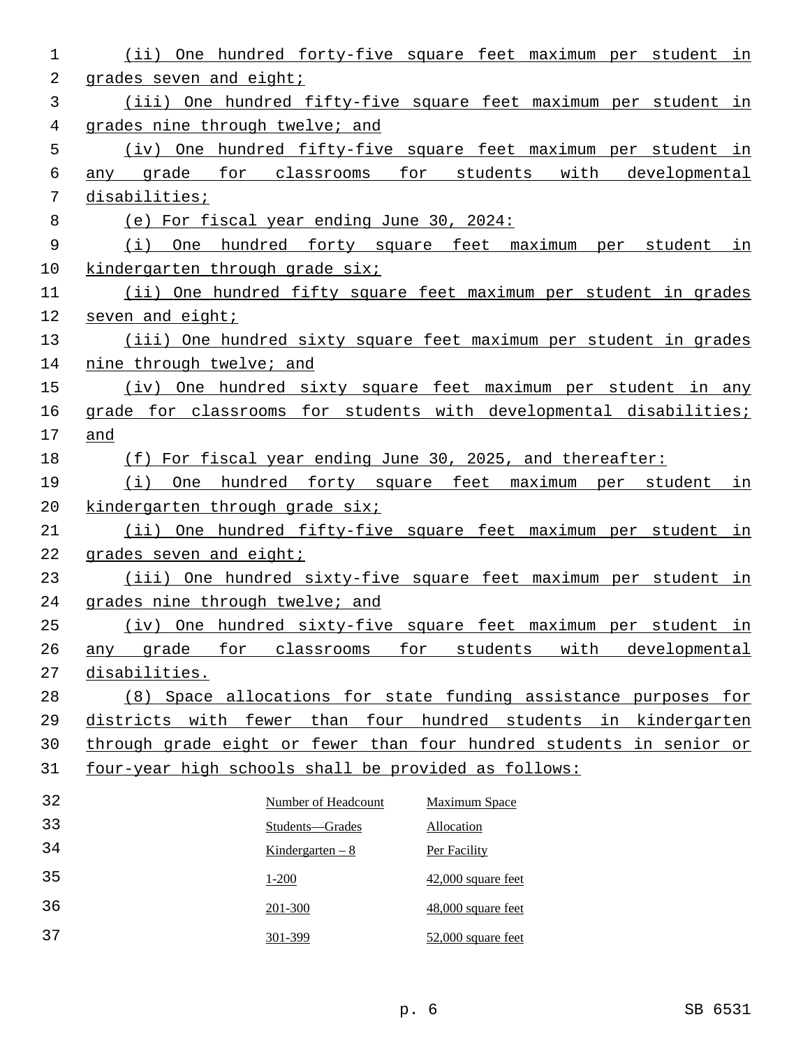(ii) One hundred forty-five square feet maximum per student in grades seven and eight;

(iii) One hundred fifty-five square feet maximum per student in grades nine through twelve; and

(iv) One hundred fifty-five square feet maximum per student in any grade for classrooms for students with developmental disabilities;

(e) For fiscal year ending June 30, 2024:

(i) One hundred forty square feet maximum per student in kindergarten through grade six;

(ii) One hundred fifty square feet maximum per student in grades seven and eight;

(iii) One hundred sixty square feet maximum per student in grades nine through twelve; and

(iv) One hundred sixty square feet maximum per student in any grade for classrooms for students with developmental disabilities; and

(f) For fiscal year ending June 30, 2025, and thereafter:

(i) One hundred forty square feet maximum per student in kindergarten through grade six;

(ii) One hundred fifty-five square feet maximum per student in grades seven and eight;

(iii) One hundred sixty-five square feet maximum per student in grades nine through twelve; and

(iv) One hundred sixty-five square feet maximum per student in any grade for classrooms for students with developmental disabilities.

(8) Space allocations for state funding assistance purposes for districts with fewer than four hundred students in kindergarten through grade eight or fewer than four hundred students in senior or four-year high schools shall be provided as follows:

| Number of Headcount Students—Grades Kindergarten – 8 | Maximum Space Allocation Per Facility |
|---|---|
| 1-200 | 42,000 square feet |
| 201-300 | 48,000 square feet |
| 301-399 | 52,000 square feet |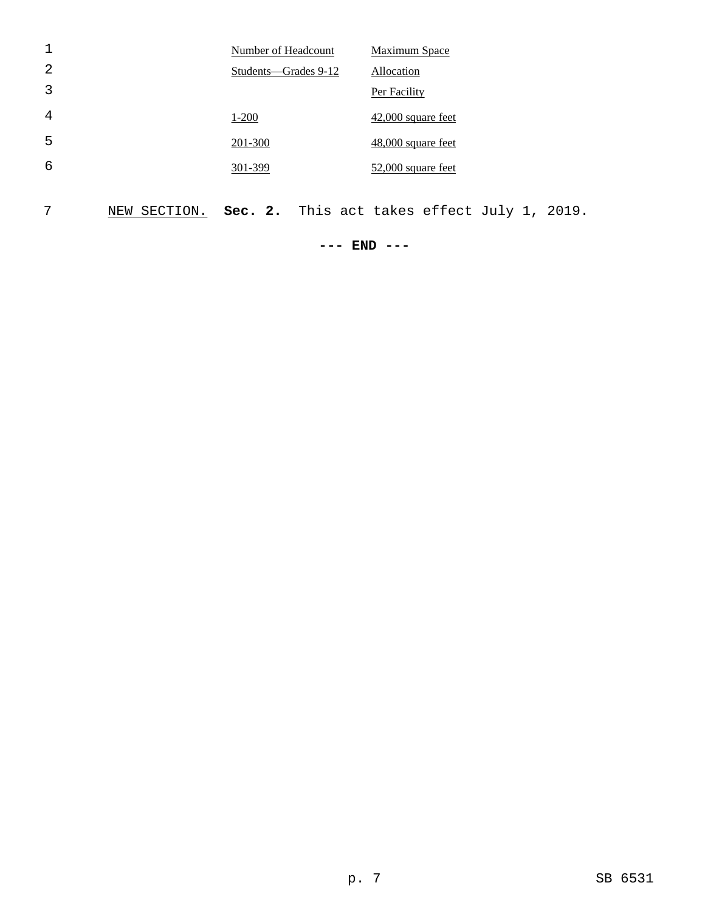| Number of Headcount Students—Grades 9-12 | Maximum Space Allocation Per Facility |
| --- | --- |
| 1-200 | 42,000 square feet |
| 201-300 | 48,000 square feet |
| 301-399 | 52,000 square feet |

NEW SECTION. **Sec. 2.** This act takes effect July 1, 2019.

**--- END ---**